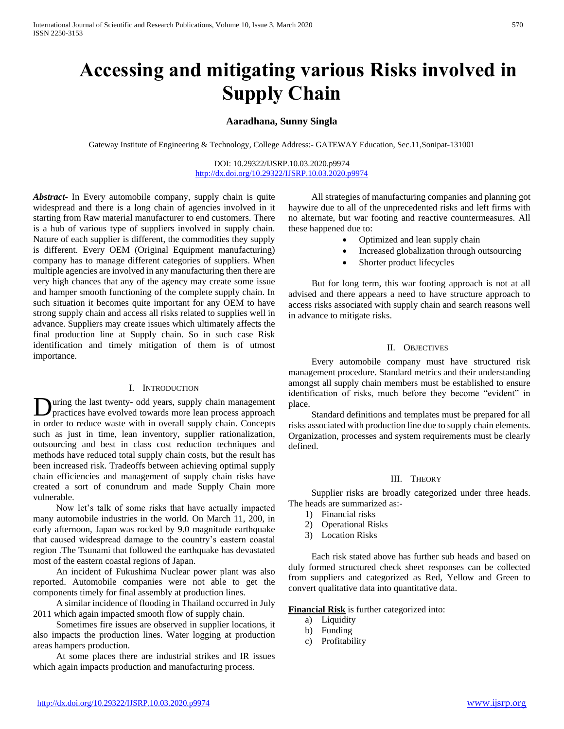# Accessing and mitigating various Risks involved in Supply Chain

**Aaradhana, Sunny Singla**

Gateway Institute of Engineering & Technology, College Address:- GATEWAY Education, Sec.11,Sonipat-131001

DOI: 10.29322/IJSRP.10.03.2020.p9974
http://dx.doi.org/10.29322/IJSRP.10.03.2020.p9974

***Abstract***- In Every automobile company, supply chain is quite widespread and there is a long chain of agencies involved in it starting from Raw material manufacturer to end customers. There is a hub of various type of suppliers involved in supply chain. Nature of each supplier is different, the commodities they supply is different. Every OEM (Original Equipment manufacturing) company has to manage different categories of suppliers. When multiple agencies are involved in any manufacturing then there are very high chances that any of the agency may create some issue and hamper smooth functioning of the complete supply chain. In such situation it becomes quite important for any OEM to have strong supply chain and access all risks related to supplies well in advance. Suppliers may create issues which ultimately affects the final production line at Supply chain. So in such case Risk identification and timely mitigation of them is of utmost importance.

## I. Introduction

During the last twenty- odd years, supply chain management practices have evolved towards more lean process approach in order to reduce waste with in overall supply chain. Concepts such as just in time, lean inventory, supplier rationalization, outsourcing and best in class cost reduction techniques and methods have reduced total supply chain costs, but the result has been increased risk. Tradeoffs between achieving optimal supply chain efficiencies and management of supply chain risks have created a sort of conundrum and made Supply Chain more vulnerable.

Now let's talk of some risks that have actually impacted many automobile industries in the world. On March 11, 200, in early afternoon, Japan was rocked by 9.0 magnitude earthquake that caused widespread damage to the country's eastern coastal region .The Tsunami that followed the earthquake has devastated most of the eastern coastal regions of Japan.

An incident of Fukushima Nuclear power plant was also reported. Automobile companies were not able to get the components timely for final assembly at production lines.

A similar incidence of flooding in Thailand occurred in July 2011 which again impacted smooth flow of supply chain.

Sometimes fire issues are observed in supplier locations, it also impacts the production lines. Water logging at production areas hampers production.

At some places there are industrial strikes and IR issues which again impacts production and manufacturing process.

All strategies of manufacturing companies and planning got haywire due to all of the unprecedented risks and left firms with no alternate, but war footing and reactive countermeasures. All these happened due to:

- Optimized and lean supply chain
- Increased globalization through outsourcing
- Shorter product lifecycles

But for long term, this war footing approach is not at all advised and there appears a need to have structure approach to access risks associated with supply chain and search reasons well in advance to mitigate risks.

## II. Objectives

Every automobile company must have structured risk management procedure. Standard metrics and their understanding amongst all supply chain members must be established to ensure identification of risks, much before they become "evident" in place.

Standard definitions and templates must be prepared for all risks associated with production line due to supply chain elements. Organization, processes and system requirements must be clearly defined.

## III. Theory

Supplier risks are broadly categorized under three heads. The heads are summarized as:-

1) Financial risks
2) Operational Risks
3) Location Risks

Each risk stated above has further sub heads and based on duly formed structured check sheet responses can be collected from suppliers and categorized as Red, Yellow and Green to convert qualitative data into quantitative data.

**Financial Risk** is further categorized into:

a) Liquidity
b) Funding
c) Profitability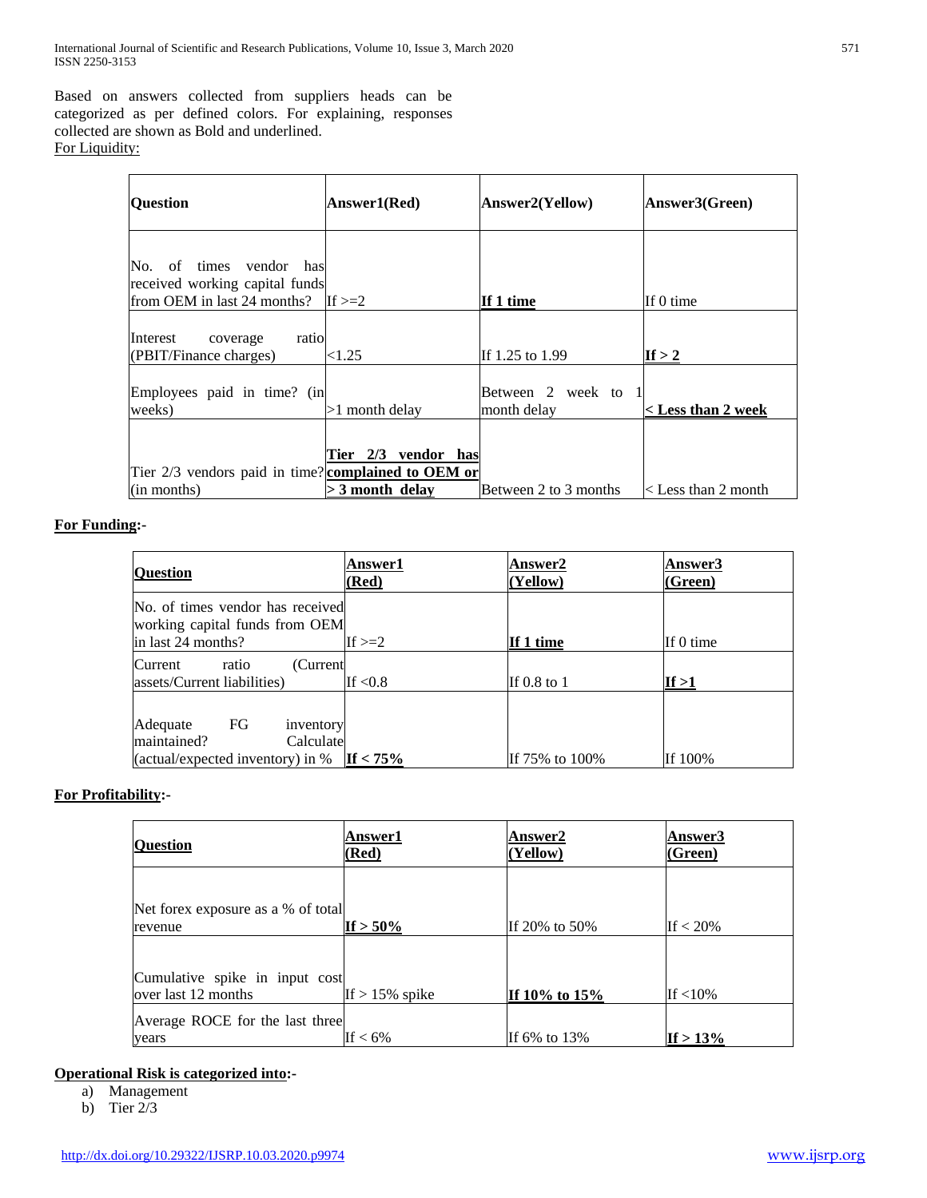Based on answers collected from suppliers heads can be categorized as per defined colors. For explaining, responses collected are shown as Bold and underlined.

For Liquidity:

| Question | Answer1(Red) | Answer2(Yellow) | Answer3(Green) |
|---|---|---|---|
| No. of times vendor has received working capital funds from OEM in last 24 months? | If >=2 | **<u>If 1 time</u>** | If 0 time |
| Interest coverage ratio (PBIT/Finance charges) | <1.25 | If 1.25 to 1.99 | **<u>If > 2</u>** |
| Employees paid in time? (in weeks) | >1 month delay | Between 2 week to 1 month delay | **<u>< Less than 2 week</u>** |
| Tier 2/3 vendors paid in time? (in months) | **<u>Tier 2/3 vendor has complained to OEM or > 3 month delay</u>** | Between 2 to 3 months | < Less than 2 month |

**<u>For Funding</u>:-**

| **<u>Question</u>** | **<u>Answer1 (Red)</u>** | **<u>Answer2 (Yellow)</u>** | **<u>Answer3 (Green)</u>** |
|---|---|---|---|
| No. of times vendor has received working capital funds from OEM in last 24 months? | If >=2 | **<u>If 1 time</u>** | If 0 time |
| Current ratio (Current assets/Current liabilities) | If <0.8 | If 0.8 to 1 | **<u>If >1</u>** |
| Adequate FG inventory maintained? Calculate (actual/expected inventory) in % | **<u>If < 75%</u>** | If 75% to 100% | If 100% |

**<u>For Profitability</u>:-**

| **<u>Question</u>** | **<u>Answer1 (Red)</u>** | **<u>Answer2 (Yellow)</u>** | **<u>Answer3 (Green)</u>** |
|---|---|---|---|
| Net forex exposure as a % of total revenue | **<u>If > 50%</u>** | If 20% to 50% | If < 20% |
| Cumulative spike in input cost over last 12 months | If > 15% spike | **<u>If 10% to 15%</u>** | If <10% |
| Average ROCE for the last three years | If < 6% | If 6% to 13% | **<u>If > 13%</u>** |

**<u>Operational Risk is categorized into</u>:-**

a) Management
b) Tier 2/3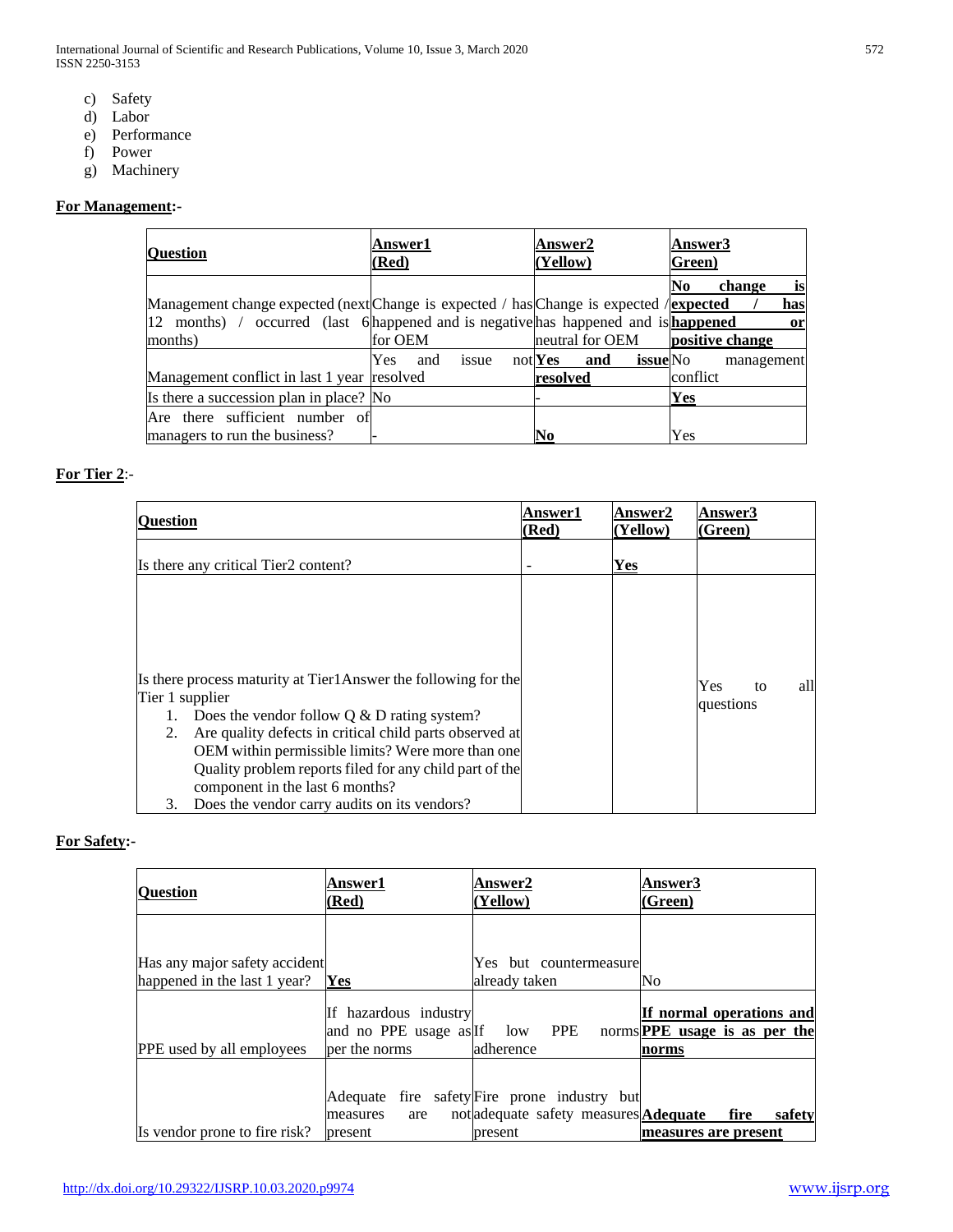c) Safety
d) Labor
e) Performance
f) Power
g) Machinery

**For Management:-**

| **Question** | **Answer1 (Red)** | **Answer2 (Yellow)** | **Answer3 Green)** |
|---|---|---|---|
| Management change expected (next 12 months) / occurred (last 6 months) | Change is expected / has happened and is negative for OEM | Change is expected / has happened and is neutral for OEM | **No change is expected / has happened or positive change** |
| Management conflict in last 1 year | Yes and issue not resolved | **Yes and issue resolved** | No management conflict |
| Is there a succession plan in place? | No | - | **Yes** |
| Are there sufficient number of managers to run the business? | - | **No** | Yes |

**For Tier 2:-**

| **Question** | **Answer1 (Red)** | **Answer2 (Yellow)** | **Answer3 (Green)** |
|---|---|---|---|
| Is there any critical Tier2 content? | - | **Yes** | |
| Is there process maturity at Tier1Answer the following for the Tier 1 supplier<br>1. Does the vendor follow Q & D rating system?<br>2. Are quality defects in critical child parts observed at OEM within permissible limits? Were more than one Quality problem reports filed for any child part of the component in the last 6 months?<br>3. Does the vendor carry audits on its vendors? | | | Yes to all questions |

**For Safety:-**

| **Question** | **Answer1 (Red)** | **Answer2 (Yellow)** | **Answer3 (Green)** |
|---|---|---|---|
| Has any major safety accident happened in the last 1 year? | **Yes** | Yes but countermeasure already taken | No |
| PPE used by all employees | If hazardous industry and no PPE usage as per the norms | If low PPE norms adherence | **If normal operations and PPE usage is as per the norms** |
| Is vendor prone to fire risk? | Adequate fire safety measures are not present | Fire prone industry but adequate safety measures present | **Adequate fire safety measures are present** |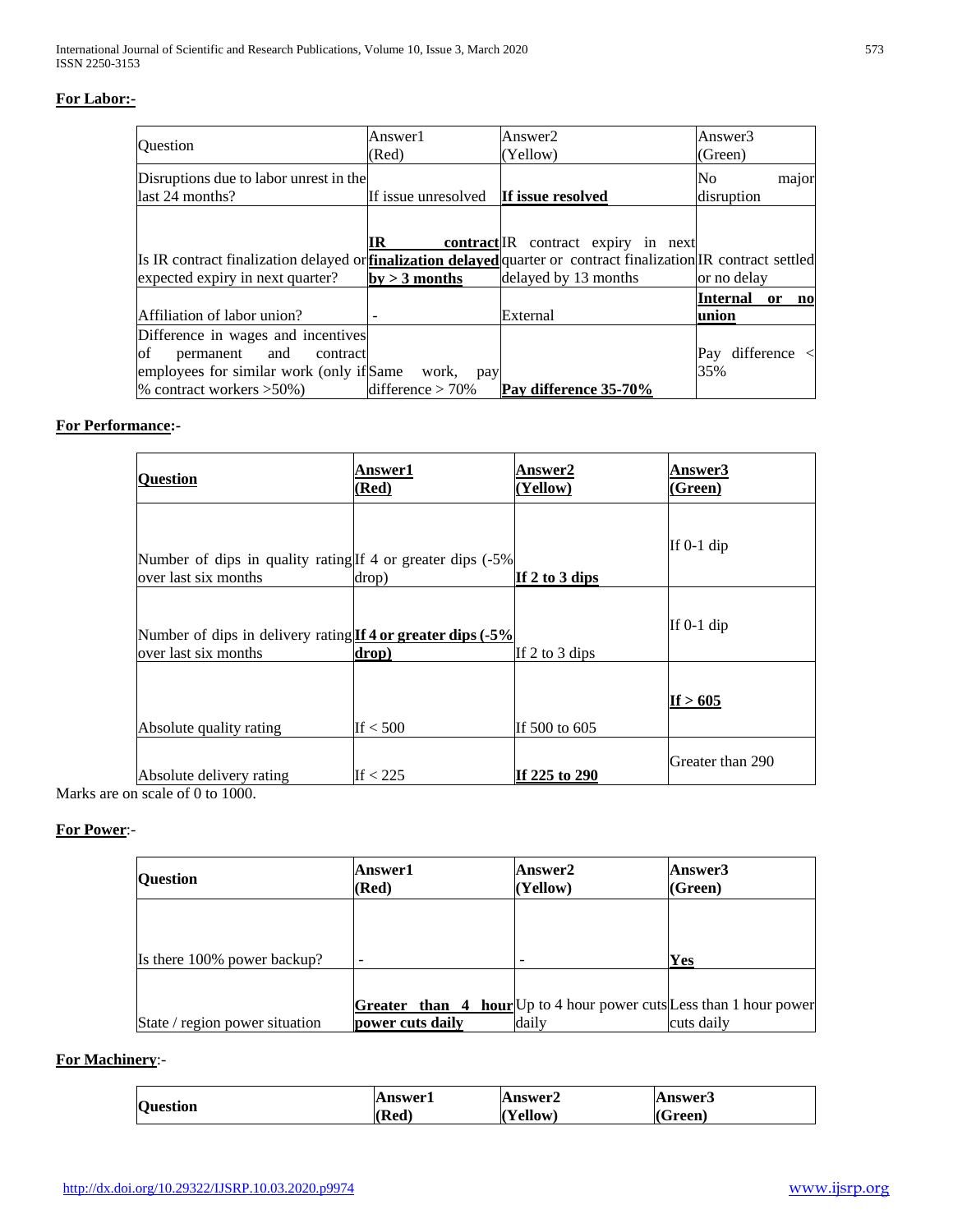**For Labor:-**

| Question | Answer1 (Red) | Answer2 (Yellow) | Answer3 (Green) |
|---|---|---|---|
| Disruptions due to labor unrest in the last 24 months? | If issue unresolved | **If issue resolved** | No major disruption |
| Is IR contract finalization delayed or expected expiry in next quarter? | **IR contract finalization delayed by > 3 months** | IR contract expiry in next quarter or contract finalization delayed by 13 months | IR contract settled or no delay |
| Affiliation of labor union? | - | External | **Internal or no union** |
| Difference in wages and incentives of permanent and contract employees for similar work (only if % contract workers >50%) | Same work, pay difference > 70% | **Pay difference 35-70%** | Pay difference < 35% |

**For Performance:-**

| **Question** | **Answer1 (Red)** | **Answer2 (Yellow)** | **Answer3 (Green)** |
|---|---|---|---|
| Number of dips in quality rating over last six months | If 4 or greater dips (-5% drop) | **If 2 to 3 dips** | If 0-1 dip |
| Number of dips in delivery rating over last six months | **If 4 or greater dips (-5% drop)** | If 2 to 3 dips | If 0-1 dip |
| Absolute quality rating | If < 500 | If 500 to 605 | **If > 605** |
| Absolute delivery rating | If < 225 | **If 225 to 290** | Greater than 290 |

Marks are on scale of 0 to 1000.

**For Power**:-

| **Question** | **Answer1 (Red)** | **Answer2 (Yellow)** | **Answer3 (Green)** |
|---|---|---|---|
| Is there 100% power backup? | - | - | **Yes** |
| State / region power situation | **Greater than 4 hour power cuts daily** | Up to 4 hour power cuts daily | Less than 1 hour power cuts daily |

**For Machinery**:-

| **Question** | **Answer1 (Red)** | **Answer2 (Yellow)** | **Answer3 (Green)** |
|---|---|---|---|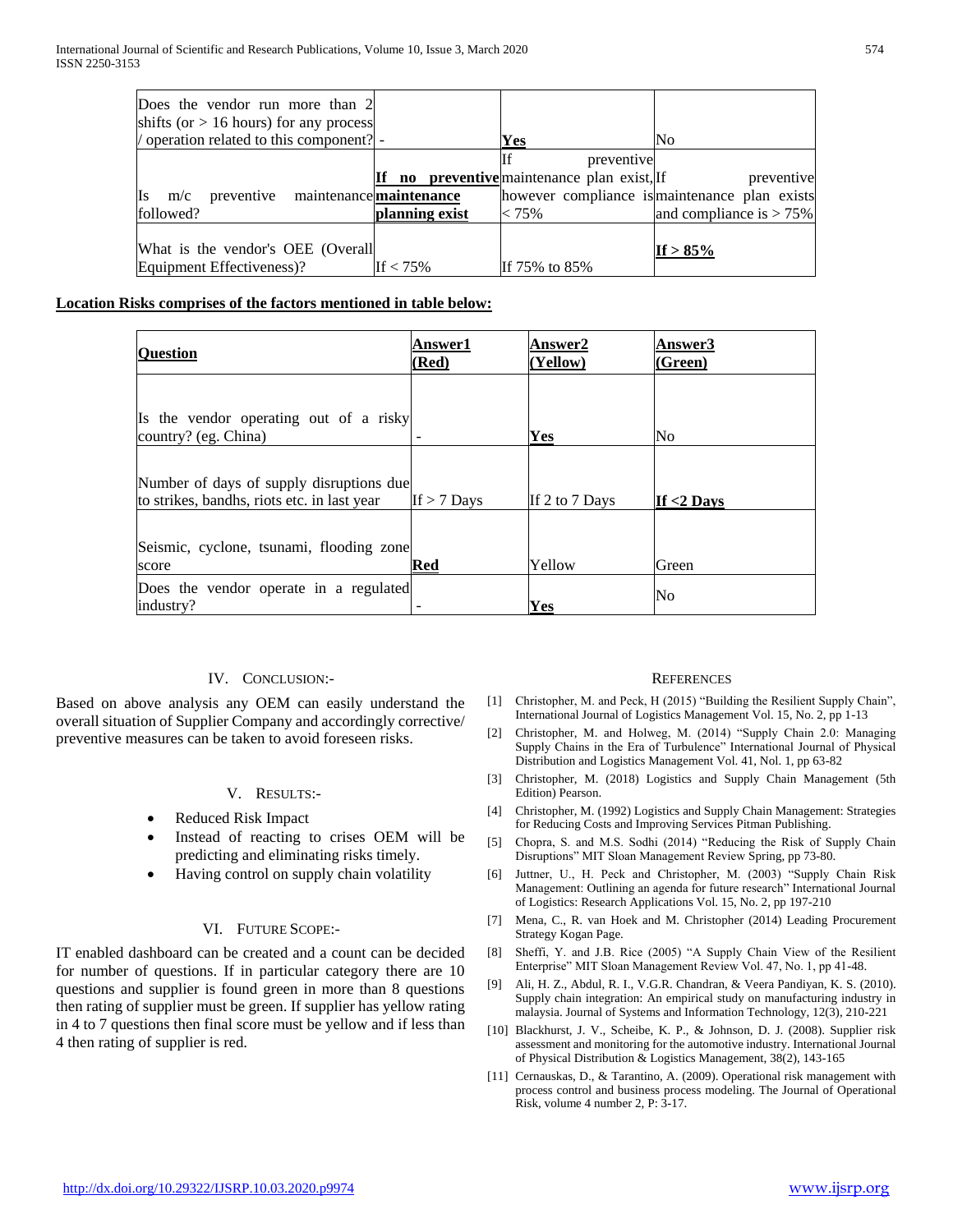| Does the vendor run more than 2 shifts (or > 16 hours) for any process / operation related to this component? | - | **Yes** | No |
|---|---|---|---|
| Is m/c preventive maintenance followed? | **If no preventive maintenance planning exist** | If preventive maintenance plan exist, however compliance is < 75% | If preventive maintenance plan exists and compliance is > 75% |
| What is the vendor's OEE (Overall Equipment Effectiveness)? | If < 75% | If 75% to 85% | **If > 85%** |

**Location Risks comprises of the factors mentioned in table below:**

| **Question** | **Answer1 (Red)** | **Answer2 (Yellow)** | **Answer3 (Green)** |
|---|---|---|---|
| Is the vendor operating out of a risky country? (eg. China) | - | **Yes** | No |
| Number of days of supply disruptions due to strikes, bandhs, riots etc. in last year | If > 7 Days | If 2 to 7 Days | **If <2 Days** |
| Seismic, cyclone, tsunami, flooding zone score | **Red** | Yellow | Green |
| Does the vendor operate in a regulated industry? | - | **Yes** | No |

## IV. Conclusion:-

Based on above analysis any OEM can easily understand the overall situation of Supplier Company and accordingly corrective/ preventive measures can be taken to avoid foreseen risks.

## V. Results:-

- Reduced Risk Impact
- Instead of reacting to crises OEM will be predicting and eliminating risks timely.
- Having control on supply chain volatility

## VI. Future Scope:-

IT enabled dashboard can be created and a count can be decided for number of questions. If in particular category there are 10 questions and supplier is found green in more than 8 questions then rating of supplier must be green. If supplier has yellow rating in 4 to 7 questions then final score must be yellow and if less than 4 then rating of supplier is red.

## References

[1] Christopher, M. and Peck, H (2015) "Building the Resilient Supply Chain", International Journal of Logistics Management Vol. 15, No. 2, pp 1-13

[2] Christopher, M. and Holweg, M. (2014) "Supply Chain 2.0: Managing Supply Chains in the Era of Turbulence" International Journal of Physical Distribution and Logistics Management Vol. 41, Nol. 1, pp 63-82

[3] Christopher, M. (2018) Logistics and Supply Chain Management (5th Edition) Pearson.

[4] Christopher, M. (1992) Logistics and Supply Chain Management: Strategies for Reducing Costs and Improving Services Pitman Publishing.

[5] Chopra, S. and M.S. Sodhi (2014) "Reducing the Risk of Supply Chain Disruptions" MIT Sloan Management Review Spring, pp 73-80.

[6] Juttner, U., H. Peck and Christopher, M. (2003) "Supply Chain Risk Management: Outlining an agenda for future research" International Journal of Logistics: Research Applications Vol. 15, No. 2, pp 197-210

[7] Mena, C., R. van Hoek and M. Christopher (2014) Leading Procurement Strategy Kogan Page.

[8] Sheffi, Y. and J.B. Rice (2005) "A Supply Chain View of the Resilient Enterprise" MIT Sloan Management Review Vol. 47, No. 1, pp 41-48.

[9] Ali, H. Z., Abdul, R. I., V.G.R. Chandran, & Veera Pandiyan, K. S. (2010). Supply chain integration: An empirical study on manufacturing industry in malaysia. Journal of Systems and Information Technology, 12(3), 210-221

[10] Blackhurst, J. V., Scheibe, K. P., & Johnson, D. J. (2008). Supplier risk assessment and monitoring for the automotive industry. International Journal of Physical Distribution & Logistics Management, 38(2), 143-165

[11] Cernauskas, D., & Tarantino, A. (2009). Operational risk management with process control and business process modeling. The Journal of Operational Risk, volume 4 number 2, P: 3-17.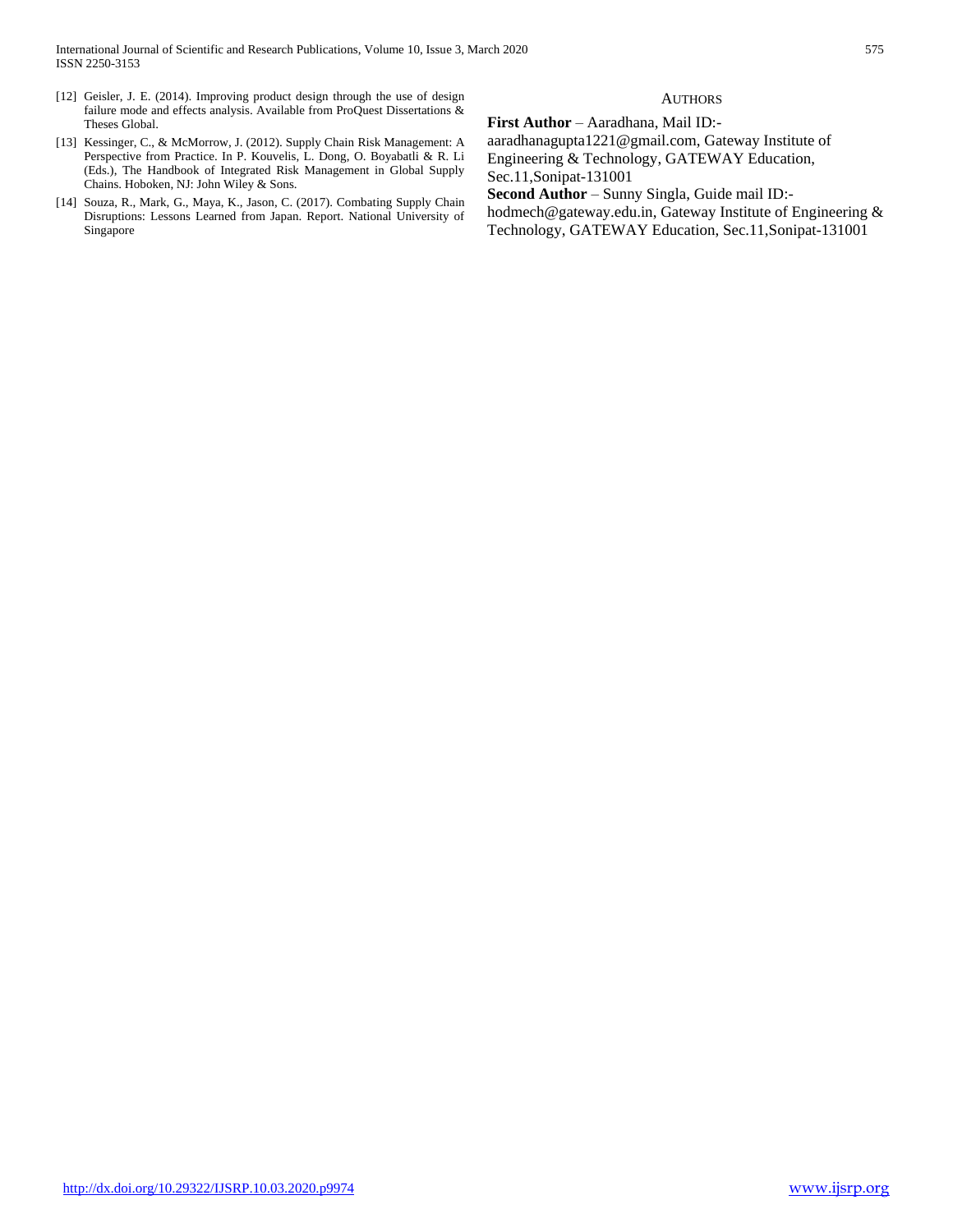[12] Geisler, J. E. (2014). Improving product design through the use of design failure mode and effects analysis. Available from ProQuest Dissertations & Theses Global.

[13] Kessinger, C., & McMorrow, J. (2012). Supply Chain Risk Management: A Perspective from Practice. In P. Kouvelis, L. Dong, O. Boyabatli & R. Li (Eds.), The Handbook of Integrated Risk Management in Global Supply Chains. Hoboken, NJ: John Wiley & Sons.

[14] Souza, R., Mark, G., Maya, K., Jason, C. (2017). Combating Supply Chain Disruptions: Lessons Learned from Japan. Report. National University of Singapore

## AUTHORS

**First Author** – Aaradhana, Mail ID:- aaradhanagupta1221@gmail.com, Gateway Institute of Engineering & Technology, GATEWAY Education, Sec.11,Sonipat-131001

**Second Author** – Sunny Singla, Guide mail ID:- hodmech@gateway.edu.in, Gateway Institute of Engineering & Technology, GATEWAY Education, Sec.11,Sonipat-131001